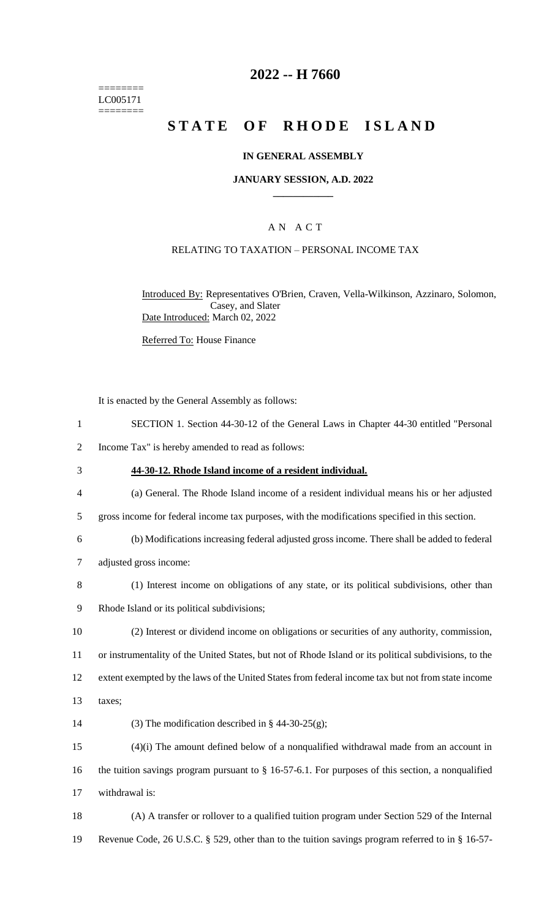========
LC005171
========

# 2022 -- H 7660

# STATE OF RHODE ISLAND

## IN GENERAL ASSEMBLY

### JANUARY SESSION, A.D. 2022

---

### A N A C T

### RELATING TO TAXATION – PERSONAL INCOME TAX

Introduced By: Representatives O'Brien, Craven, Vella-Wilkinson, Azzinaro, Solomon, Casey, and Slater
Date Introduced: March 02, 2022

Referred To: House Finance

It is enacted by the General Assembly as follows:

1 SECTION 1. Section 44-30-12 of the General Laws in Chapter 44-30 entitled "Personal
2 Income Tax" is hereby amended to read as follows:

3 **44-30-12. Rhode Island income of a resident individual.**

4 (a) General. The Rhode Island income of a resident individual means his or her adjusted
5 gross income for federal income tax purposes, with the modifications specified in this section.

6 (b) Modifications increasing federal adjusted gross income. There shall be added to federal
7 adjusted gross income:

8 (1) Interest income on obligations of any state, or its political subdivisions, other than
9 Rhode Island or its political subdivisions;

10 (2) Interest or dividend income on obligations or securities of any authority, commission,
11 or instrumentality of the United States, but not of Rhode Island or its political subdivisions, to the
12 extent exempted by the laws of the United States from federal income tax but not from state income
13 taxes;

14 (3) The modification described in § 44-30-25(g);

15 (4)(i) The amount defined below of a nonqualified withdrawal made from an account in
16 the tuition savings program pursuant to § 16-57-6.1. For purposes of this section, a nonqualified
17 withdrawal is:

18 (A) A transfer or rollover to a qualified tuition program under Section 529 of the Internal
19 Revenue Code, 26 U.S.C. § 529, other than to the tuition savings program referred to in § 16-57-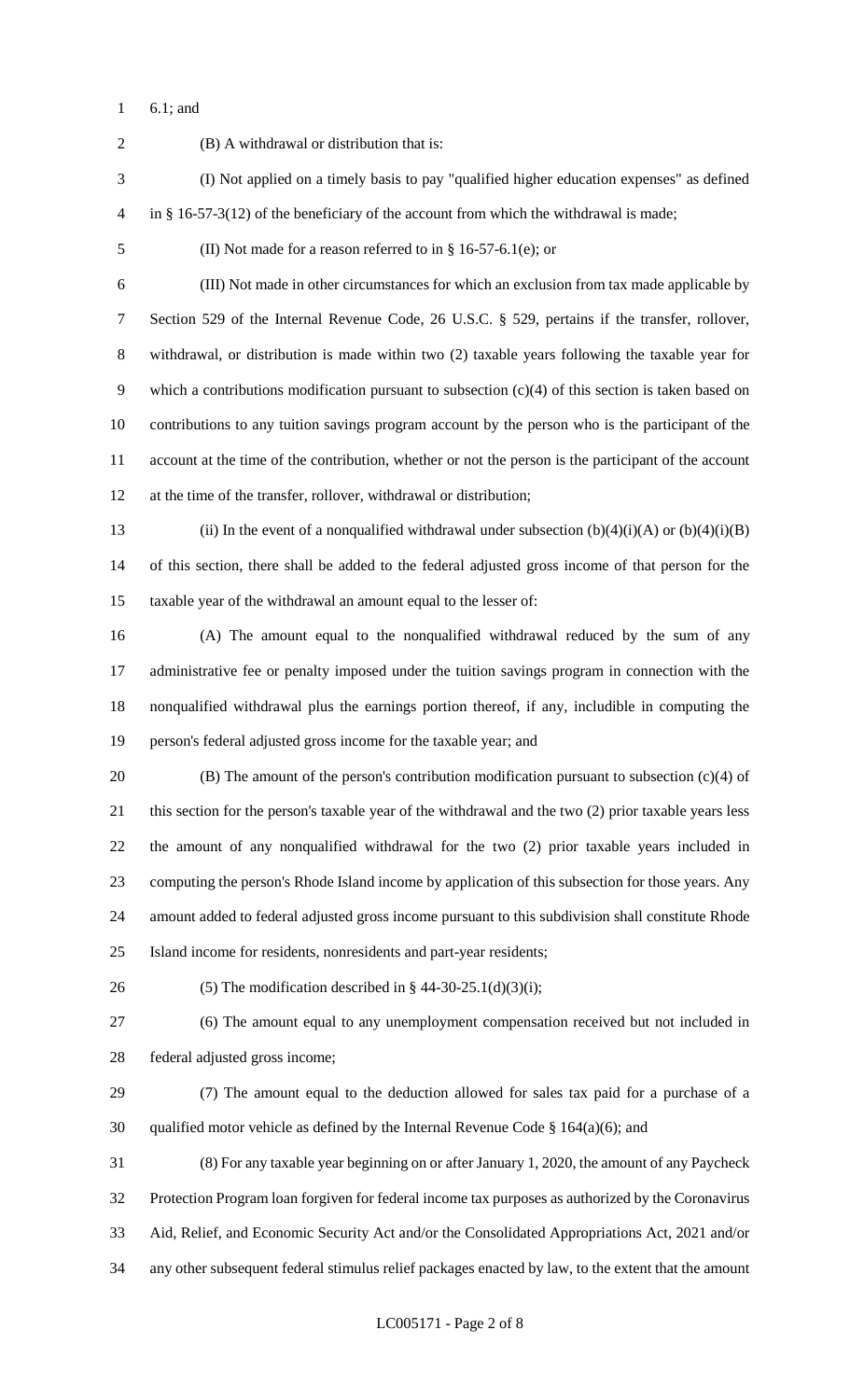6.1; and

(B) A withdrawal or distribution that is:

(I) Not applied on a timely basis to pay "qualified higher education expenses" as defined in § 16-57-3(12) of the beneficiary of the account from which the withdrawal is made;

(II) Not made for a reason referred to in § 16-57-6.1(e); or

(III) Not made in other circumstances for which an exclusion from tax made applicable by Section 529 of the Internal Revenue Code, 26 U.S.C. § 529, pertains if the transfer, rollover, withdrawal, or distribution is made within two (2) taxable years following the taxable year for which a contributions modification pursuant to subsection (c)(4) of this section is taken based on contributions to any tuition savings program account by the person who is the participant of the account at the time of the contribution, whether or not the person is the participant of the account at the time of the transfer, rollover, withdrawal or distribution;

(ii) In the event of a nonqualified withdrawal under subsection (b)(4)(i)(A) or (b)(4)(i)(B) of this section, there shall be added to the federal adjusted gross income of that person for the taxable year of the withdrawal an amount equal to the lesser of:

(A) The amount equal to the nonqualified withdrawal reduced by the sum of any administrative fee or penalty imposed under the tuition savings program in connection with the nonqualified withdrawal plus the earnings portion thereof, if any, includible in computing the person's federal adjusted gross income for the taxable year; and

(B) The amount of the person's contribution modification pursuant to subsection (c)(4) of this section for the person's taxable year of the withdrawal and the two (2) prior taxable years less the amount of any nonqualified withdrawal for the two (2) prior taxable years included in computing the person's Rhode Island income by application of this subsection for those years. Any amount added to federal adjusted gross income pursuant to this subdivision shall constitute Rhode Island income for residents, nonresidents and part-year residents;

(5) The modification described in § 44-30-25.1(d)(3)(i);

(6) The amount equal to any unemployment compensation received but not included in federal adjusted gross income;

(7) The amount equal to the deduction allowed for sales tax paid for a purchase of a qualified motor vehicle as defined by the Internal Revenue Code § 164(a)(6); and

(8) For any taxable year beginning on or after January 1, 2020, the amount of any Paycheck Protection Program loan forgiven for federal income tax purposes as authorized by the Coronavirus Aid, Relief, and Economic Security Act and/or the Consolidated Appropriations Act, 2021 and/or any other subsequent federal stimulus relief packages enacted by law, to the extent that the amount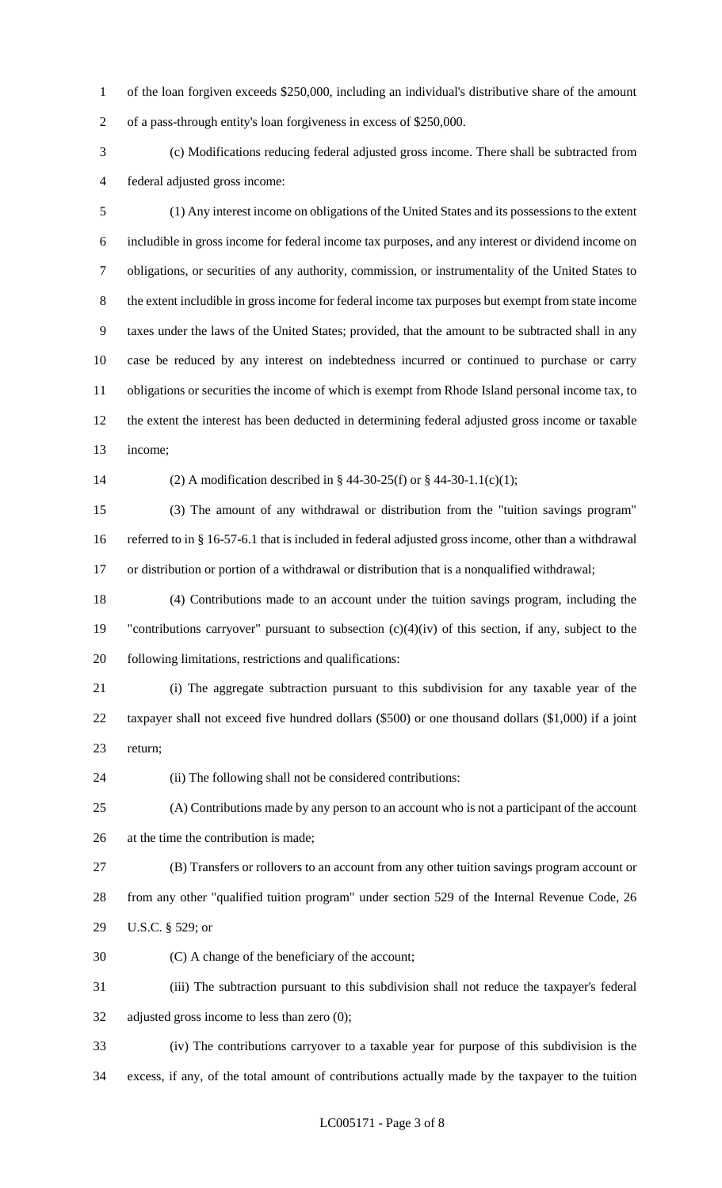of the loan forgiven exceeds $250,000, including an individual's distributive share of the amount of a pass-through entity's loan forgiveness in excess of $250,000.

(c) Modifications reducing federal adjusted gross income. There shall be subtracted from federal adjusted gross income:

(1) Any interest income on obligations of the United States and its possessions to the extent includible in gross income for federal income tax purposes, and any interest or dividend income on obligations, or securities of any authority, commission, or instrumentality of the United States to the extent includible in gross income for federal income tax purposes but exempt from state income taxes under the laws of the United States; provided, that the amount to be subtracted shall in any case be reduced by any interest on indebtedness incurred or continued to purchase or carry obligations or securities the income of which is exempt from Rhode Island personal income tax, to the extent the interest has been deducted in determining federal adjusted gross income or taxable income;

(2) A modification described in § 44-30-25(f) or § 44-30-1.1(c)(1);

(3) The amount of any withdrawal or distribution from the "tuition savings program" referred to in § 16-57-6.1 that is included in federal adjusted gross income, other than a withdrawal or distribution or portion of a withdrawal or distribution that is a nonqualified withdrawal;

(4) Contributions made to an account under the tuition savings program, including the "contributions carryover" pursuant to subsection (c)(4)(iv) of this section, if any, subject to the following limitations, restrictions and qualifications:

(i) The aggregate subtraction pursuant to this subdivision for any taxable year of the taxpayer shall not exceed five hundred dollars ($500) or one thousand dollars ($1,000) if a joint return;

(ii) The following shall not be considered contributions:

(A) Contributions made by any person to an account who is not a participant of the account at the time the contribution is made;

(B) Transfers or rollovers to an account from any other tuition savings program account or from any other "qualified tuition program" under section 529 of the Internal Revenue Code, 26 U.S.C. § 529; or

(C) A change of the beneficiary of the account;

(iii) The subtraction pursuant to this subdivision shall not reduce the taxpayer's federal adjusted gross income to less than zero (0);

(iv) The contributions carryover to a taxable year for purpose of this subdivision is the excess, if any, of the total amount of contributions actually made by the taxpayer to the tuition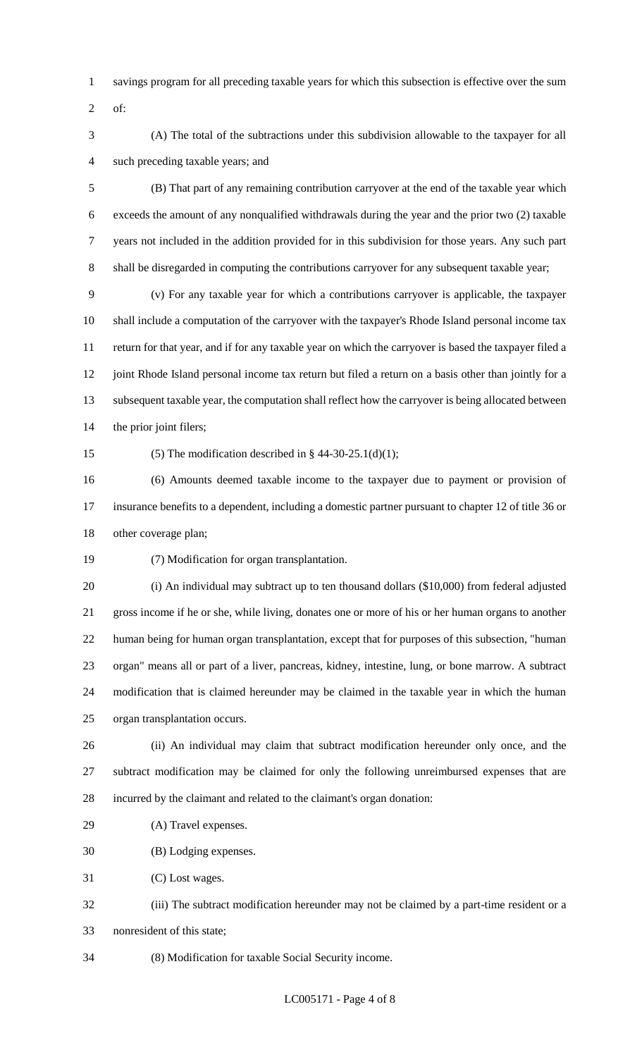savings program for all preceding taxable years for which this subsection is effective over the sum of:

(A) The total of the subtractions under this subdivision allowable to the taxpayer for all such preceding taxable years; and

(B) That part of any remaining contribution carryover at the end of the taxable year which exceeds the amount of any nonqualified withdrawals during the year and the prior two (2) taxable years not included in the addition provided for in this subdivision for those years. Any such part shall be disregarded in computing the contributions carryover for any subsequent taxable year;

(v) For any taxable year for which a contributions carryover is applicable, the taxpayer shall include a computation of the carryover with the taxpayer's Rhode Island personal income tax return for that year, and if for any taxable year on which the carryover is based the taxpayer filed a joint Rhode Island personal income tax return but filed a return on a basis other than jointly for a subsequent taxable year, the computation shall reflect how the carryover is being allocated between the prior joint filers;

(5) The modification described in § 44-30-25.1(d)(1);

(6) Amounts deemed taxable income to the taxpayer due to payment or provision of insurance benefits to a dependent, including a domestic partner pursuant to chapter 12 of title 36 or other coverage plan;

(7) Modification for organ transplantation.

(i) An individual may subtract up to ten thousand dollars ($10,000) from federal adjusted gross income if he or she, while living, donates one or more of his or her human organs to another human being for human organ transplantation, except that for purposes of this subsection, "human organ" means all or part of a liver, pancreas, kidney, intestine, lung, or bone marrow. A subtract modification that is claimed hereunder may be claimed in the taxable year in which the human organ transplantation occurs.

(ii) An individual may claim that subtract modification hereunder only once, and the subtract modification may be claimed for only the following unreimbursed expenses that are incurred by the claimant and related to the claimant's organ donation:

(A) Travel expenses.

(B) Lodging expenses.

(C) Lost wages.

(iii) The subtract modification hereunder may not be claimed by a part-time resident or a nonresident of this state;

(8) Modification for taxable Social Security income.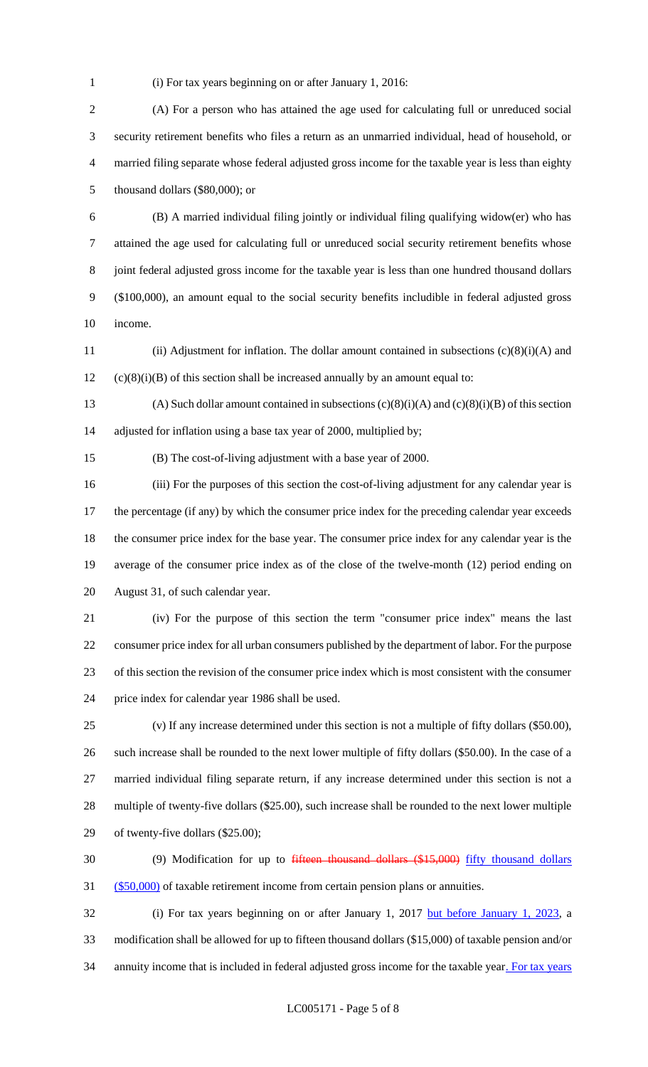(i) For tax years beginning on or after January 1, 2016:

(A) For a person who has attained the age used for calculating full or unreduced social security retirement benefits who files a return as an unmarried individual, head of household, or married filing separate whose federal adjusted gross income for the taxable year is less than eighty thousand dollars ($80,000); or

(B) A married individual filing jointly or individual filing qualifying widow(er) who has attained the age used for calculating full or unreduced social security retirement benefits whose joint federal adjusted gross income for the taxable year is less than one hundred thousand dollars ($100,000), an amount equal to the social security benefits includible in federal adjusted gross income.

(ii) Adjustment for inflation. The dollar amount contained in subsections (c)(8)(i)(A) and (c)(8)(i)(B) of this section shall be increased annually by an amount equal to:

(A) Such dollar amount contained in subsections (c)(8)(i)(A) and (c)(8)(i)(B) of this section adjusted for inflation using a base tax year of 2000, multiplied by;

(B) The cost-of-living adjustment with a base year of 2000.

(iii) For the purposes of this section the cost-of-living adjustment for any calendar year is the percentage (if any) by which the consumer price index for the preceding calendar year exceeds the consumer price index for the base year. The consumer price index for any calendar year is the average of the consumer price index as of the close of the twelve-month (12) period ending on August 31, of such calendar year.

(iv) For the purpose of this section the term "consumer price index" means the last consumer price index for all urban consumers published by the department of labor. For the purpose of this section the revision of the consumer price index which is most consistent with the consumer price index for calendar year 1986 shall be used.

(v) If any increase determined under this section is not a multiple of fifty dollars ($50.00), such increase shall be rounded to the next lower multiple of fifty dollars ($50.00). In the case of a married individual filing separate return, if any increase determined under this section is not a multiple of twenty-five dollars ($25.00), such increase shall be rounded to the next lower multiple of twenty-five dollars ($25.00);

(9) Modification for up to ~~fifteen thousand dollars ($15,000)~~ fifty thousand dollars ($50,000) of taxable retirement income from certain pension plans or annuities.

(i) For tax years beginning on or after January 1, 2017 but before January 1, 2023, a modification shall be allowed for up to fifteen thousand dollars ($15,000) of taxable pension and/or annuity income that is included in federal adjusted gross income for the taxable year. For tax years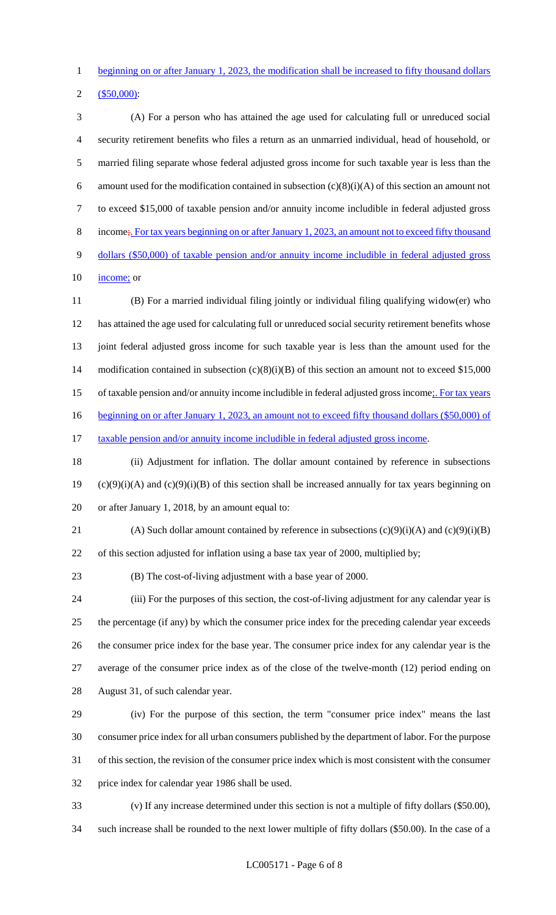beginning on or after January 1, 2023, the modification shall be increased to fifty thousand dollars ($50,000):

(A) For a person who has attained the age used for calculating full or unreduced social security retirement benefits who files a return as an unmarried individual, head of household, or married filing separate whose federal adjusted gross income for such taxable year is less than the amount used for the modification contained in subsection (c)(8)(i)(A) of this section an amount not to exceed $15,000 of taxable pension and/or annuity income includible in federal adjusted gross income;. For tax years beginning on or after January 1, 2023, an amount not to exceed fifty thousand dollars ($50,000) of taxable pension and/or annuity income includible in federal adjusted gross income; or

(B) For a married individual filing jointly or individual filing qualifying widow(er) who has attained the age used for calculating full or unreduced social security retirement benefits whose joint federal adjusted gross income for such taxable year is less than the amount used for the modification contained in subsection (c)(8)(i)(B) of this section an amount not to exceed $15,000 of taxable pension and/or annuity income includible in federal adjusted gross income;. For tax years beginning on or after January 1, 2023, an amount not to exceed fifty thousand dollars ($50,000) of taxable pension and/or annuity income includible in federal adjusted gross income.

(ii) Adjustment for inflation. The dollar amount contained by reference in subsections (c)(9)(i)(A) and (c)(9)(i)(B) of this section shall be increased annually for tax years beginning on or after January 1, 2018, by an amount equal to:

(A) Such dollar amount contained by reference in subsections (c)(9)(i)(A) and (c)(9)(i)(B) of this section adjusted for inflation using a base tax year of 2000, multiplied by;

(B) The cost-of-living adjustment with a base year of 2000.

(iii) For the purposes of this section, the cost-of-living adjustment for any calendar year is the percentage (if any) by which the consumer price index for the preceding calendar year exceeds the consumer price index for the base year. The consumer price index for any calendar year is the average of the consumer price index as of the close of the twelve-month (12) period ending on August 31, of such calendar year.

(iv) For the purpose of this section, the term "consumer price index" means the last consumer price index for all urban consumers published by the department of labor. For the purpose of this section, the revision of the consumer price index which is most consistent with the consumer price index for calendar year 1986 shall be used.

(v) If any increase determined under this section is not a multiple of fifty dollars ($50.00), such increase shall be rounded to the next lower multiple of fifty dollars ($50.00). In the case of a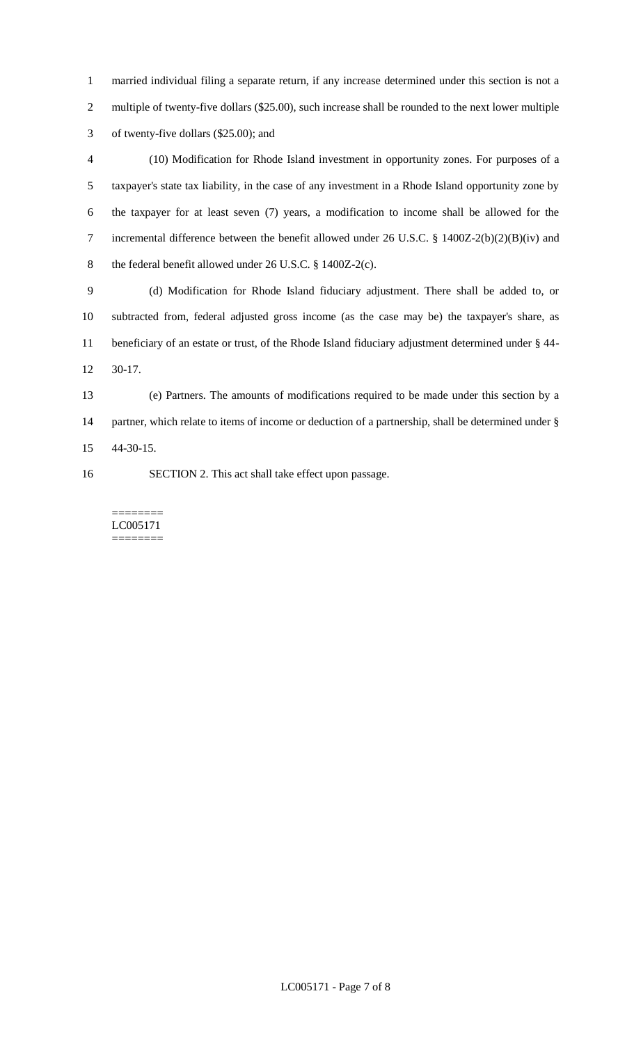married individual filing a separate return, if any increase determined under this section is not a multiple of twenty-five dollars ($25.00), such increase shall be rounded to the next lower multiple of twenty-five dollars ($25.00); and

(10) Modification for Rhode Island investment in opportunity zones. For purposes of a taxpayer's state tax liability, in the case of any investment in a Rhode Island opportunity zone by the taxpayer for at least seven (7) years, a modification to income shall be allowed for the incremental difference between the benefit allowed under 26 U.S.C. § 1400Z-2(b)(2)(B)(iv) and the federal benefit allowed under 26 U.S.C. § 1400Z-2(c).

(d) Modification for Rhode Island fiduciary adjustment. There shall be added to, or subtracted from, federal adjusted gross income (as the case may be) the taxpayer's share, as beneficiary of an estate or trust, of the Rhode Island fiduciary adjustment determined under § 44-30-17.

(e) Partners. The amounts of modifications required to be made under this section by a partner, which relate to items of income or deduction of a partnership, shall be determined under § 44-30-15.

SECTION 2. This act shall take effect upon passage.

========
LC005171
========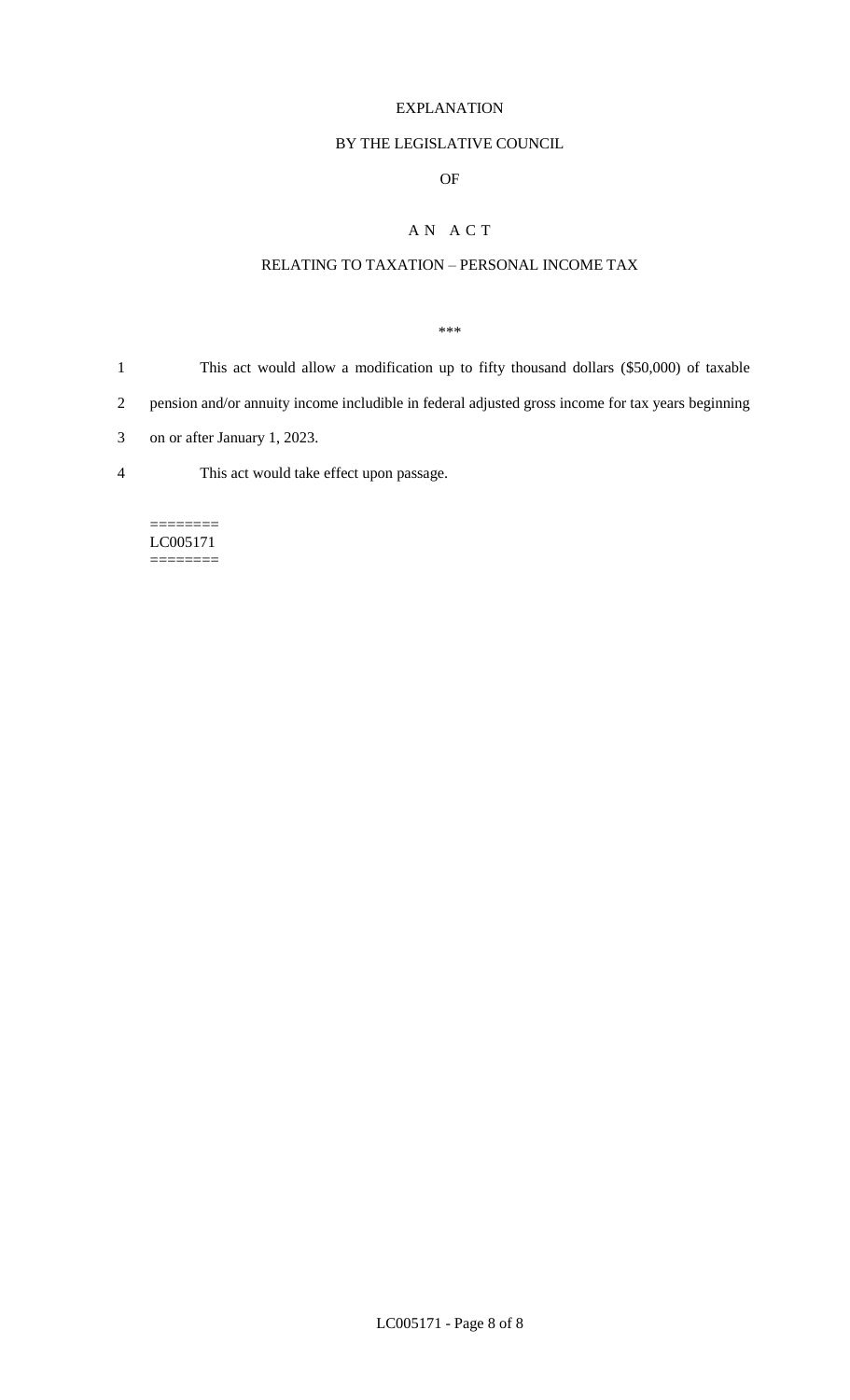EXPLANATION

BY THE LEGISLATIVE COUNCIL

OF

A N A C T

RELATING TO TAXATION – PERSONAL INCOME TAX

\*\*\*

1 This act would allow a modification up to fifty thousand dollars ($50,000) of taxable
2 pension and/or annuity income includible in federal adjusted gross income for tax years beginning
3 on or after January 1, 2023.
4 This act would take effect upon passage.

========
LC005171
========